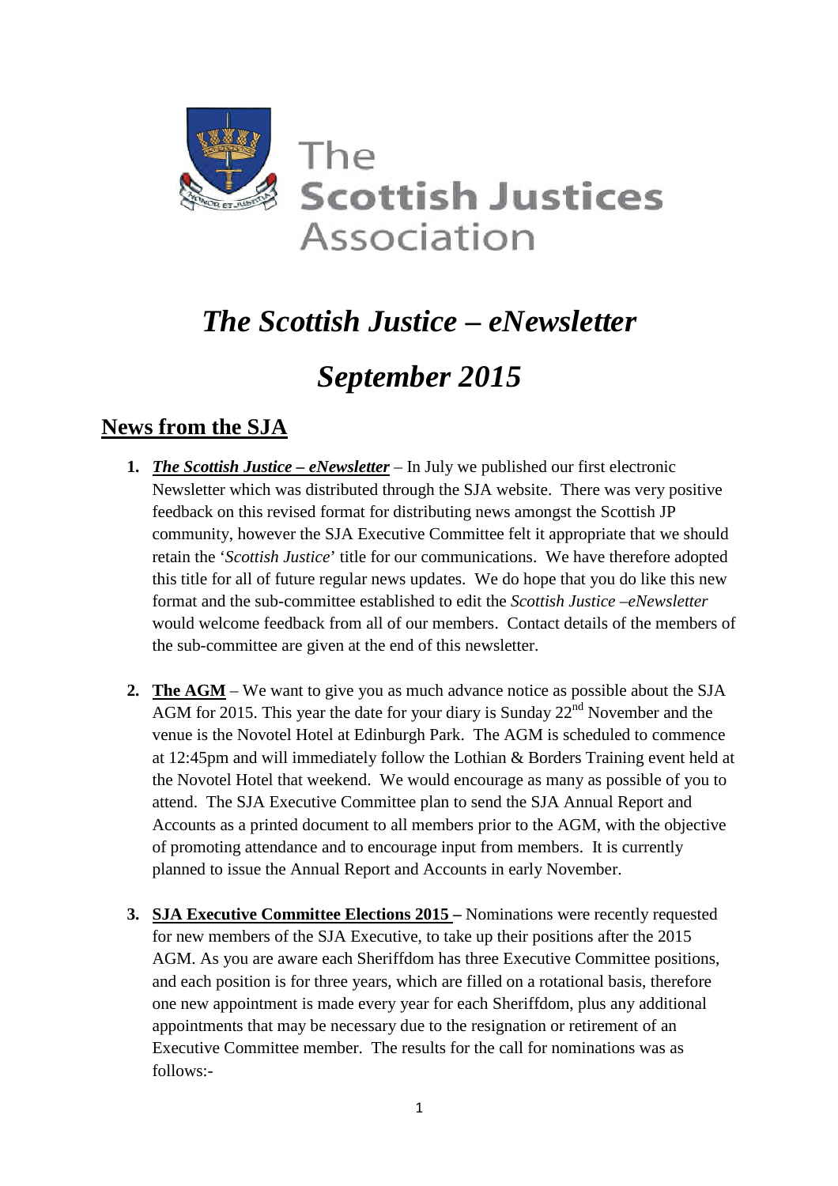The Scottish Justices Association

# *The Scottish Justice – eNewsletter*

# *September 2015*

## News from the SJA

1. ***The Scottish Justice – eNewsletter*** – In July we published our first electronic Newsletter which was distributed through the SJA website. There was very positive feedback on this revised format for distributing news amongst the Scottish JP community, however the SJA Executive Committee felt it appropriate that we should retain the '*Scottish Justice*' title for our communications. We have therefore adopted this title for all of future regular news updates. We do hope that you do like this new format and the sub-committee established to edit the *Scottish Justice –eNewsletter* would welcome feedback from all of our members. Contact details of the members of the sub-committee are given at the end of this newsletter.

2. **The AGM** – We want to give you as much advance notice as possible about the SJA AGM for 2015. This year the date for your diary is Sunday 22nd November and the venue is the Novotel Hotel at Edinburgh Park. The AGM is scheduled to commence at 12:45pm and will immediately follow the Lothian & Borders Training event held at the Novotel Hotel that weekend. We would encourage as many as possible of you to attend. The SJA Executive Committee plan to send the SJA Annual Report and Accounts as a printed document to all members prior to the AGM, with the objective of promoting attendance and to encourage input from members. It is currently planned to issue the Annual Report and Accounts in early November.

3. **SJA Executive Committee Elections 2015** – Nominations were recently requested for new members of the SJA Executive, to take up their positions after the 2015 AGM. As you are aware each Sheriffdom has three Executive Committee positions, and each position is for three years, which are filled on a rotational basis, therefore one new appointment is made every year for each Sheriffdom, plus any additional appointments that may be necessary due to the resignation or retirement of an Executive Committee member. The results for the call for nominations was as follows:-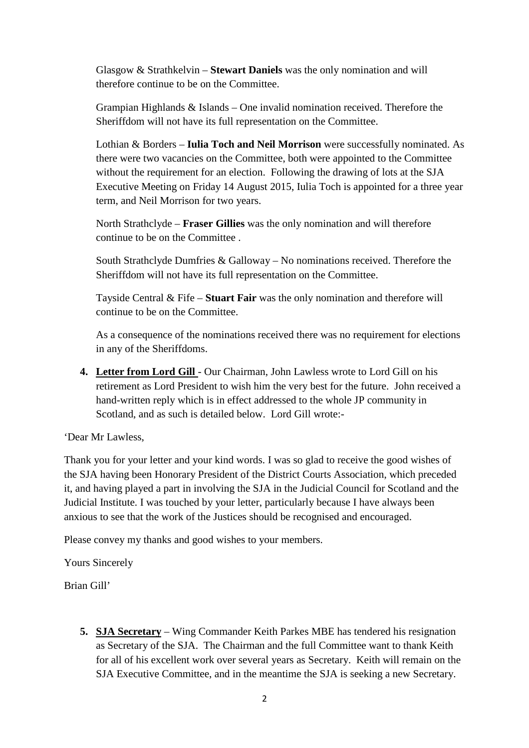Glasgow & Strathkelvin – **Stewart Daniels** was the only nomination and will therefore continue to be on the Committee.

Grampian Highlands & Islands – One invalid nomination received. Therefore the Sheriffdom will not have its full representation on the Committee.

Lothian & Borders – **Iulia Toch and Neil Morrison** were successfully nominated. As there were two vacancies on the Committee, both were appointed to the Committee without the requirement for an election. Following the drawing of lots at the SJA Executive Meeting on Friday 14 August 2015, Iulia Toch is appointed for a three year term, and Neil Morrison for two years.

North Strathclyde – **Fraser Gillies** was the only nomination and will therefore continue to be on the Committee .

South Strathclyde Dumfries & Galloway – No nominations received. Therefore the Sheriffdom will not have its full representation on the Committee.

Tayside Central & Fife – **Stuart Fair** was the only nomination and therefore will continue to be on the Committee.

As a consequence of the nominations received there was no requirement for elections in any of the Sheriffdoms.

4. **Letter from Lord Gill** - Our Chairman, John Lawless wrote to Lord Gill on his retirement as Lord President to wish him the very best for the future. John received a hand-written reply which is in effect addressed to the whole JP community in Scotland, and as such is detailed below. Lord Gill wrote:-

'Dear Mr Lawless,

Thank you for your letter and your kind words. I was so glad to receive the good wishes of the SJA having been Honorary President of the District Courts Association, which preceded it, and having played a part in involving the SJA in the Judicial Council for Scotland and the Judicial Institute. I was touched by your letter, particularly because I have always been anxious to see that the work of the Justices should be recognised and encouraged.

Please convey my thanks and good wishes to your members.

Yours Sincerely

Brian Gill'

5. **SJA Secretary** – Wing Commander Keith Parkes MBE has tendered his resignation as Secretary of the SJA. The Chairman and the full Committee want to thank Keith for all of his excellent work over several years as Secretary. Keith will remain on the SJA Executive Committee, and in the meantime the SJA is seeking a new Secretary.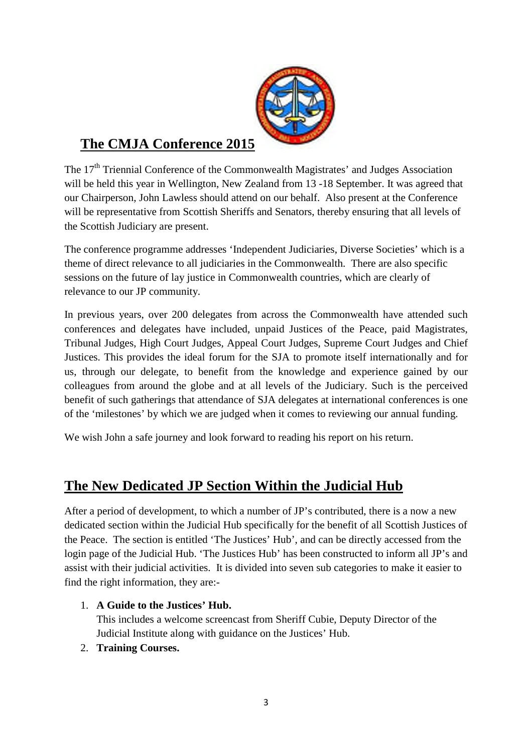## The CMJA Conference 2015

The 17th Triennial Conference of the Commonwealth Magistrates' and Judges Association will be held this year in Wellington, New Zealand from 13 -18 September. It was agreed that our Chairperson, John Lawless should attend on our behalf. Also present at the Conference will be representative from Scottish Sheriffs and Senators, thereby ensuring that all levels of the Scottish Judiciary are present.

The conference programme addresses 'Independent Judiciaries, Diverse Societies' which is a theme of direct relevance to all judiciaries in the Commonwealth. There are also specific sessions on the future of lay justice in Commonwealth countries, which are clearly of relevance to our JP community.

In previous years, over 200 delegates from across the Commonwealth have attended such conferences and delegates have included, unpaid Justices of the Peace, paid Magistrates, Tribunal Judges, High Court Judges, Appeal Court Judges, Supreme Court Judges and Chief Justices. This provides the ideal forum for the SJA to promote itself internationally and for us, through our delegate, to benefit from the knowledge and experience gained by our colleagues from around the globe and at all levels of the Judiciary. Such is the perceived benefit of such gatherings that attendance of SJA delegates at international conferences is one of the 'milestones' by which we are judged when it comes to reviewing our annual funding.

We wish John a safe journey and look forward to reading his report on his return.

## The New Dedicated JP Section Within the Judicial Hub

After a period of development, to which a number of JP's contributed, there is a now a new dedicated section within the Judicial Hub specifically for the benefit of all Scottish Justices of the Peace. The section is entitled 'The Justices' Hub', and can be directly accessed from the login page of the Judicial Hub. 'The Justices Hub' has been constructed to inform all JP's and assist with their judicial activities. It is divided into seven sub categories to make it easier to find the right information, they are:-

1. **A Guide to the Justices' Hub.**
   This includes a welcome screencast from Sheriff Cubie, Deputy Director of the Judicial Institute along with guidance on the Justices' Hub.
2. **Training Courses.**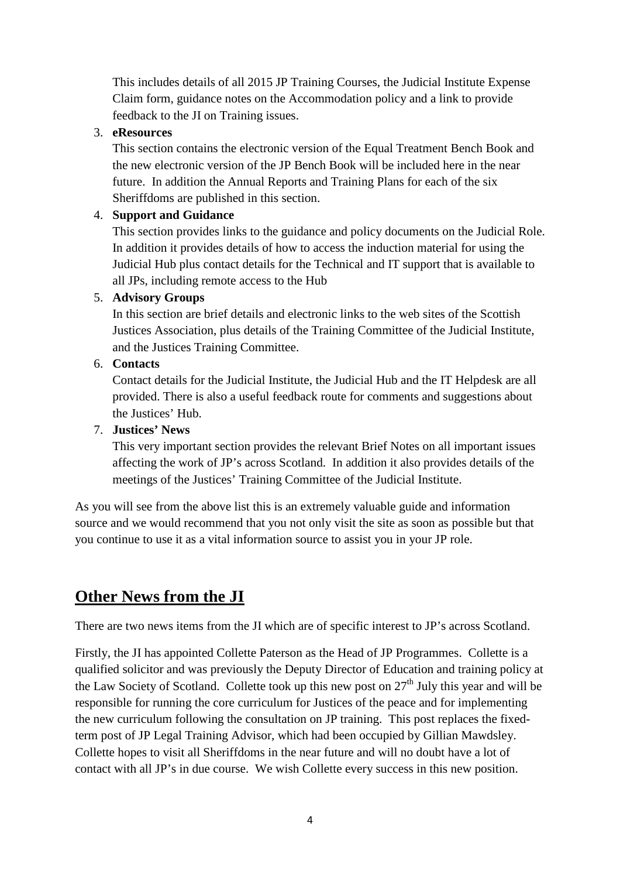This includes details of all 2015 JP Training Courses, the Judicial Institute Expense Claim form, guidance notes on the Accommodation policy and a link to provide feedback to the JI on Training issues.

3. **eResources**
   This section contains the electronic version of the Equal Treatment Bench Book and the new electronic version of the JP Bench Book will be included here in the near future. In addition the Annual Reports and Training Plans for each of the six Sheriffdoms are published in this section.
4. **Support and Guidance**
   This section provides links to the guidance and policy documents on the Judicial Role. In addition it provides details of how to access the induction material for using the Judicial Hub plus contact details for the Technical and IT support that is available to all JPs, including remote access to the Hub
5. **Advisory Groups**
   In this section are brief details and electronic links to the web sites of the Scottish Justices Association, plus details of the Training Committee of the Judicial Institute, and the Justices Training Committee.
6. **Contacts**
   Contact details for the Judicial Institute, the Judicial Hub and the IT Helpdesk are all provided. There is also a useful feedback route for comments and suggestions about the Justices' Hub.
7. **Justices' News**
   This very important section provides the relevant Brief Notes on all important issues affecting the work of JP's across Scotland. In addition it also provides details of the meetings of the Justices' Training Committee of the Judicial Institute.

As you will see from the above list this is an extremely valuable guide and information source and we would recommend that you not only visit the site as soon as possible but that you continue to use it as a vital information source to assist you in your JP role.

## Other News from the JI

There are two news items from the JI which are of specific interest to JP's across Scotland.

Firstly, the JI has appointed Collette Paterson as the Head of JP Programmes. Collette is a qualified solicitor and was previously the Deputy Director of Education and training policy at the Law Society of Scotland. Collette took up this new post on 27th July this year and will be responsible for running the core curriculum for Justices of the peace and for implementing the new curriculum following the consultation on JP training. This post replaces the fixed-term post of JP Legal Training Advisor, which had been occupied by Gillian Mawdsley. Collette hopes to visit all Sheriffdoms in the near future and will no doubt have a lot of contact with all JP's in due course. We wish Collette every success in this new position.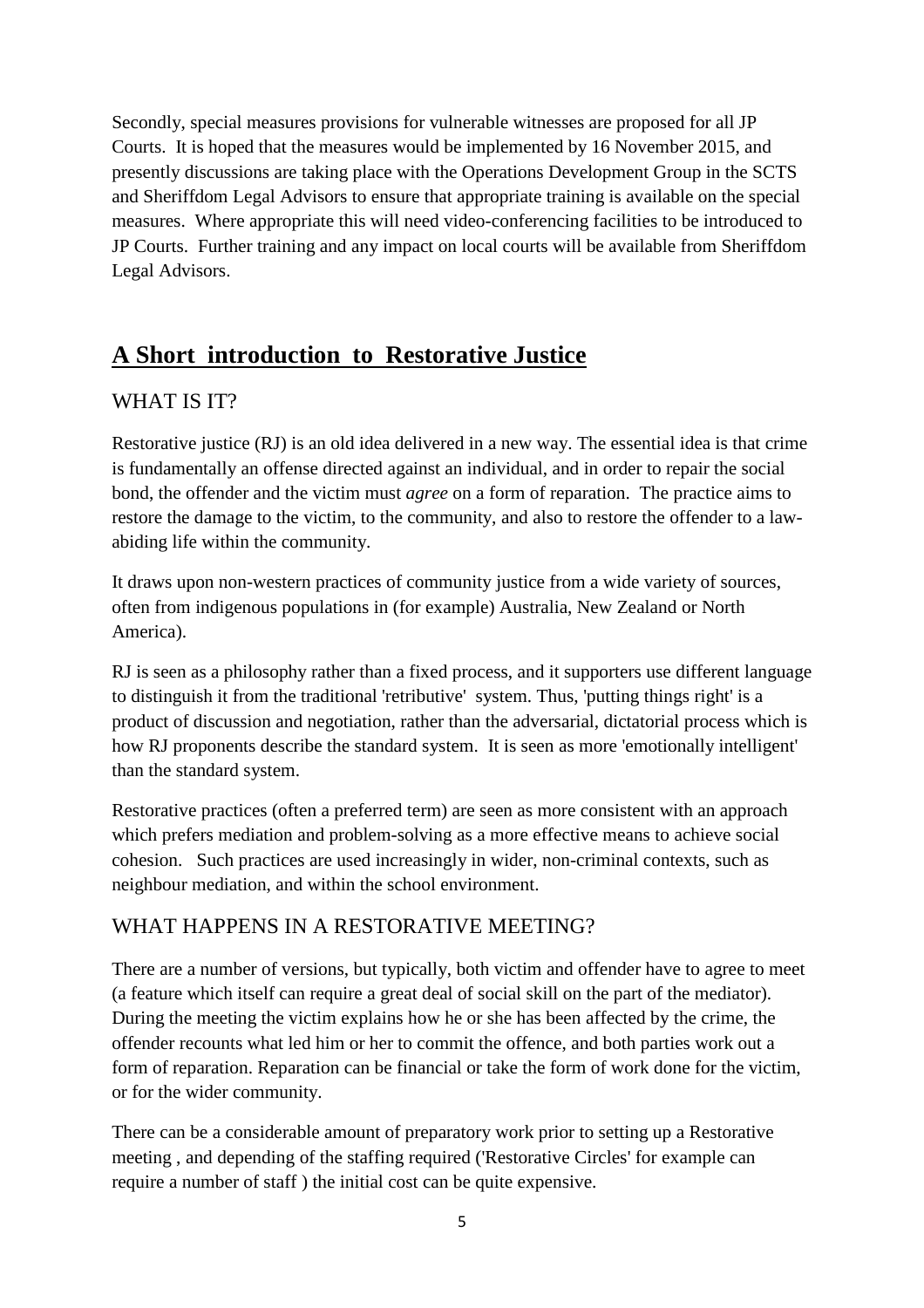Secondly, special measures provisions for vulnerable witnesses are proposed for all JP Courts. It is hoped that the measures would be implemented by 16 November 2015, and presently discussions are taking place with the Operations Development Group in the SCTS and Sheriffdom Legal Advisors to ensure that appropriate training is available on the special measures. Where appropriate this will need video-conferencing facilities to be introduced to JP Courts. Further training and any impact on local courts will be available from Sheriffdom Legal Advisors.

## A Short introduction to Restorative Justice

### WHAT IS IT?

Restorative justice (RJ) is an old idea delivered in a new way. The essential idea is that crime is fundamentally an offense directed against an individual, and in order to repair the social bond, the offender and the victim must *agree* on a form of reparation. The practice aims to restore the damage to the victim, to the community, and also to restore the offender to a law-abiding life within the community.

It draws upon non-western practices of community justice from a wide variety of sources, often from indigenous populations in (for example) Australia, New Zealand or North America).

RJ is seen as a philosophy rather than a fixed process, and it supporters use different language to distinguish it from the traditional 'retributive' system. Thus, 'putting things right' is a product of discussion and negotiation, rather than the adversarial, dictatorial process which is how RJ proponents describe the standard system. It is seen as more 'emotionally intelligent' than the standard system.

Restorative practices (often a preferred term) are seen as more consistent with an approach which prefers mediation and problem-solving as a more effective means to achieve social cohesion. Such practices are used increasingly in wider, non-criminal contexts, such as neighbour mediation, and within the school environment.

### WHAT HAPPENS IN A RESTORATIVE MEETING?

There are a number of versions, but typically, both victim and offender have to agree to meet (a feature which itself can require a great deal of social skill on the part of the mediator). During the meeting the victim explains how he or she has been affected by the crime, the offender recounts what led him or her to commit the offence, and both parties work out a form of reparation. Reparation can be financial or take the form of work done for the victim, or for the wider community.

There can be a considerable amount of preparatory work prior to setting up a Restorative meeting , and depending of the staffing required ('Restorative Circles' for example can require a number of staff ) the initial cost can be quite expensive.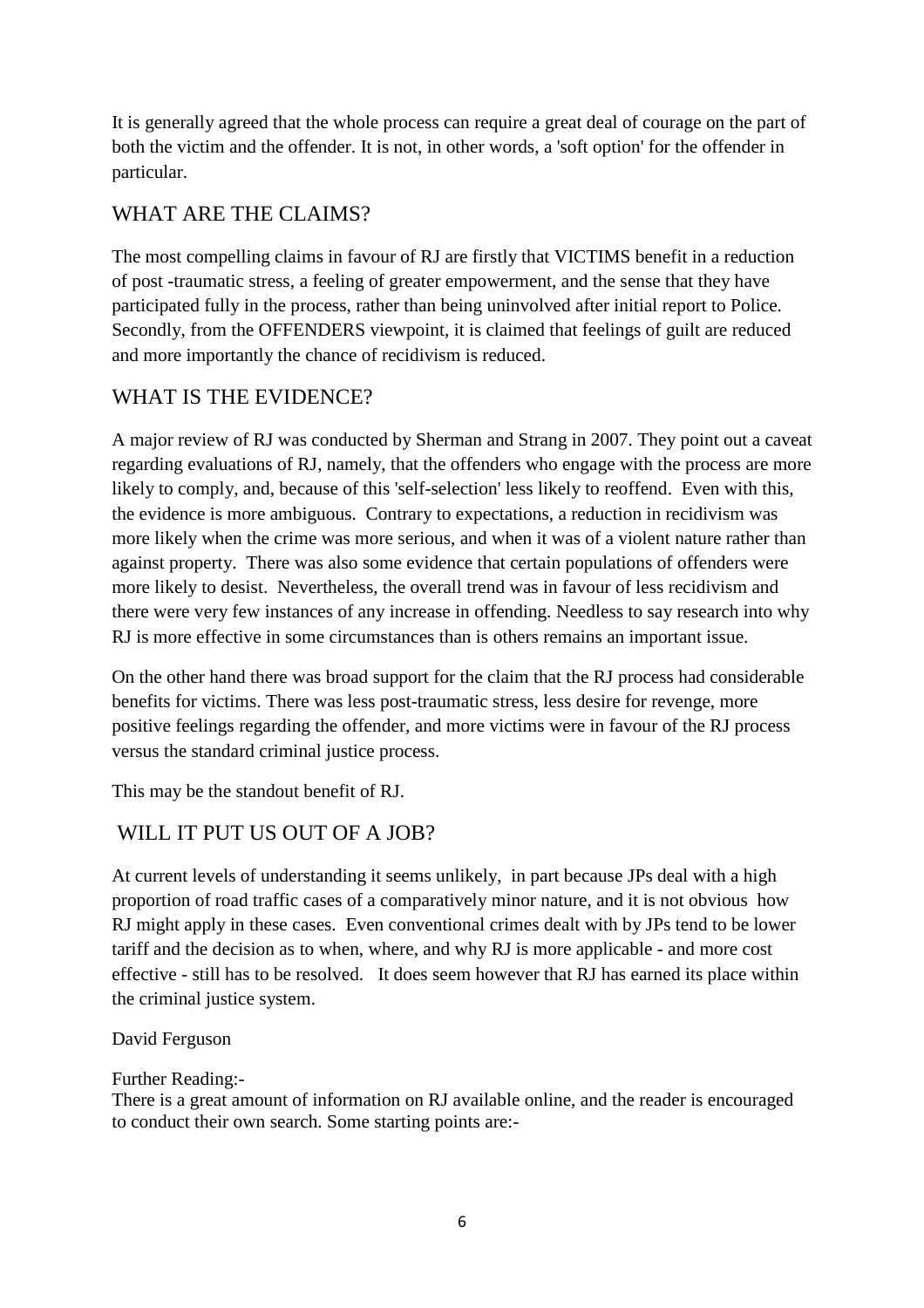It is generally agreed that the whole process can require a great deal of courage on the part of both the victim and the offender. It is not, in other words, a 'soft option' for the offender in particular.

## WHAT ARE THE CLAIMS?

The most compelling claims in favour of RJ are firstly that VICTIMS benefit in a reduction of post -traumatic stress, a feeling of greater empowerment, and the sense that they have participated fully in the process, rather than being uninvolved after initial report to Police. Secondly, from the OFFENDERS viewpoint, it is claimed that feelings of guilt are reduced and more importantly the chance of recidivism is reduced.

## WHAT IS THE EVIDENCE?

A major review of RJ was conducted by Sherman and Strang in 2007. They point out a caveat regarding evaluations of RJ, namely, that the offenders who engage with the process are more likely to comply, and, because of this 'self-selection' less likely to reoffend. Even with this, the evidence is more ambiguous. Contrary to expectations, a reduction in recidivism was more likely when the crime was more serious, and when it was of a violent nature rather than against property. There was also some evidence that certain populations of offenders were more likely to desist. Nevertheless, the overall trend was in favour of less recidivism and there were very few instances of any increase in offending. Needless to say research into why RJ is more effective in some circumstances than is others remains an important issue.

On the other hand there was broad support for the claim that the RJ process had considerable benefits for victims. There was less post-traumatic stress, less desire for revenge, more positive feelings regarding the offender, and more victims were in favour of the RJ process versus the standard criminal justice process.

This may be the standout benefit of RJ.

## WILL IT PUT US OUT OF A JOB?

At current levels of understanding it seems unlikely, in part because JPs deal with a high proportion of road traffic cases of a comparatively minor nature, and it is not obvious how RJ might apply in these cases. Even conventional crimes dealt with by JPs tend to be lower tariff and the decision as to when, where, and why RJ is more applicable - and more cost effective - still has to be resolved. It does seem however that RJ has earned its place within the criminal justice system.

David Ferguson

Further Reading:-
There is a great amount of information on RJ available online, and the reader is encouraged to conduct their own search. Some starting points are:-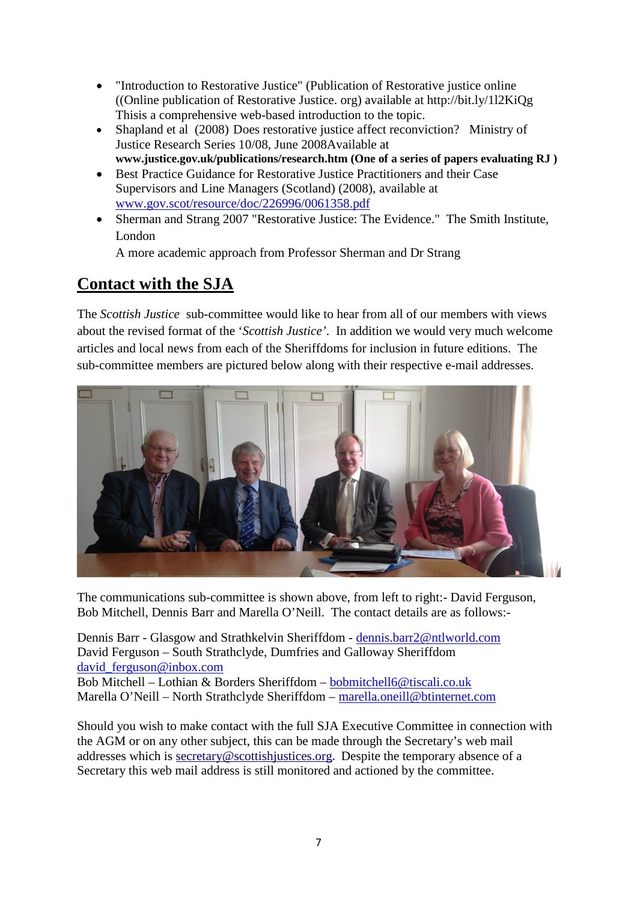- "Introduction to Restorative Justice" (Publication of Restorative justice online ((Online publication of Restorative Justice. org) available at http://bit.ly/1l2KiQg Thisis a comprehensive web-based introduction to the topic.
- Shapland et al (2008) Does restorative justice affect reconviction? Ministry of Justice Research Series 10/08, June 2008Available at **www.justice.gov.uk/publications/research.htm (One of a series of papers evaluating RJ )**
- Best Practice Guidance for Restorative Justice Practitioners and their Case Supervisors and Line Managers (Scotland) (2008), available at www.gov.scot/resource/doc/226996/0061358.pdf
- Sherman and Strang 2007 "Restorative Justice: The Evidence." The Smith Institute, London

  A more academic approach from Professor Sherman and Dr Strang

## Contact with the SJA

The *Scottish Justice* sub-committee would like to hear from all of our members with views about the revised format of the '*Scottish Justice*'. In addition we would very much welcome articles and local news from each of the Sheriffdoms for inclusion in future editions. The sub-committee members are pictured below along with their respective e-mail addresses.

The communications sub-committee is shown above, from left to right:- David Ferguson, Bob Mitchell, Dennis Barr and Marella O'Neill. The contact details are as follows:-

Dennis Barr - Glasgow and Strathkelvin Sheriffdom - dennis.barr2@ntlworld.com
David Ferguson – South Strathclyde, Dumfries and Galloway Sheriffdom
david_ferguson@inbox.com
Bob Mitchell – Lothian & Borders Sheriffdom – bobmitchell6@tiscali.co.uk
Marella O'Neill – North Strathclyde Sheriffdom – marella.oneill@btinternet.com

Should you wish to make contact with the full SJA Executive Committee in connection with the AGM or on any other subject, this can be made through the Secretary's web mail addresses which is secretary@scottishjustices.org. Despite the temporary absence of a Secretary this web mail address is still monitored and actioned by the committee.